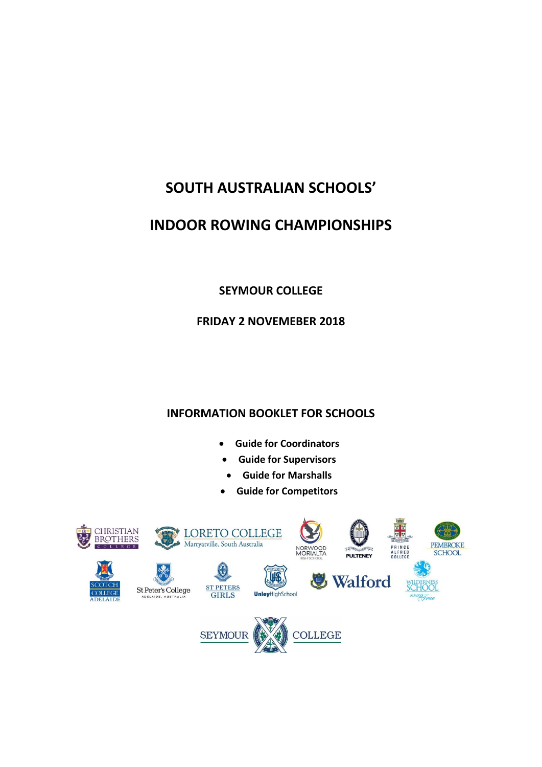# SOUTH AUSTRALIAN SCHOOLS'

# INDOOR ROWING CHAMPIONSHIPS

**SEYMOUR COLLEGE**

**FRIDAY 2 NOVEMEBER 2018**

## INFORMATION BOOKLET FOR SCHOOLS

- **Guide for Coordinators**
- **Guide for Supervisors**
- **Guide for Marshalls**
- **Guide for Competitors**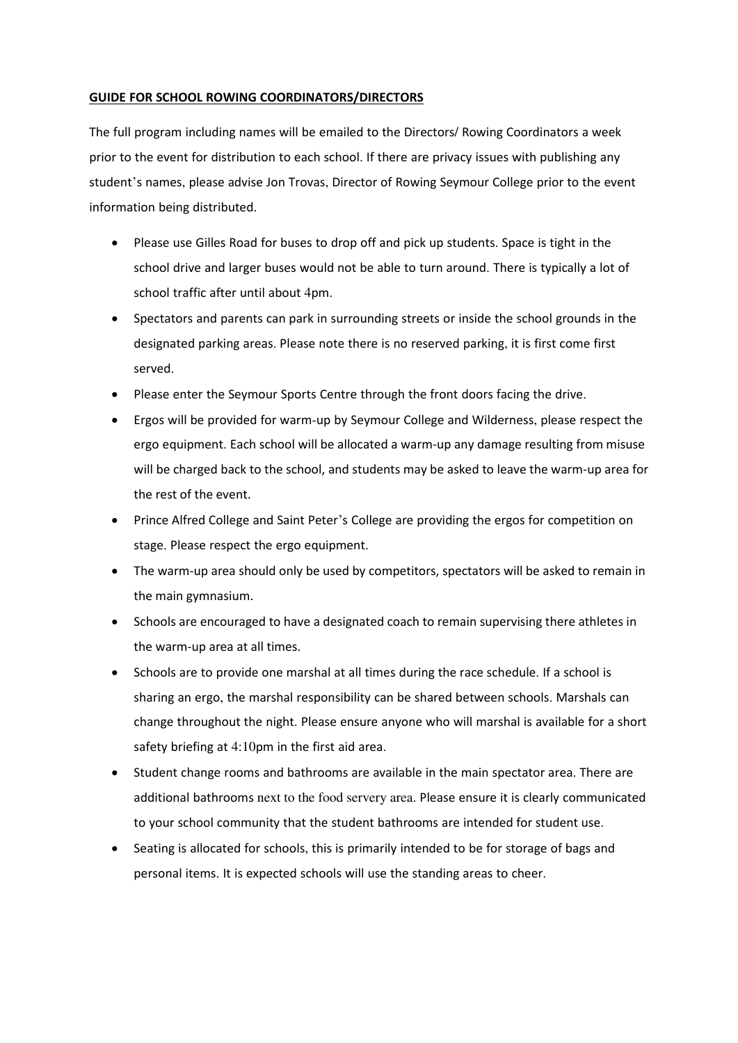**GUIDE FOR SCHOOL ROWING COORDINATORS/DIRECTORS**

The full program including names will be emailed to the Directors/ Rowing Coordinators a week prior to the event for distribution to each school. If there are privacy issues with publishing any student's names, please advise Jon Trovas, Director of Rowing Seymour College prior to the event information being distributed.

- Please use Gilles Road for buses to drop off and pick up students. Space is tight in the school drive and larger buses would not be able to turn around. There is typically a lot of school traffic after until about 4pm.
- Spectators and parents can park in surrounding streets or inside the school grounds in the designated parking areas. Please note there is no reserved parking, it is first come first served.
- Please enter the Seymour Sports Centre through the front doors facing the drive.
- Ergos will be provided for warm-up by Seymour College and Wilderness, please respect the ergo equipment. Each school will be allocated a warm-up any damage resulting from misuse will be charged back to the school, and students may be asked to leave the warm-up area for the rest of the event.
- Prince Alfred College and Saint Peter's College are providing the ergos for competition on stage. Please respect the ergo equipment.
- The warm-up area should only be used by competitors, spectators will be asked to remain in the main gymnasium.
- Schools are encouraged to have a designated coach to remain supervising there athletes in the warm-up area at all times.
- Schools are to provide one marshal at all times during the race schedule. If a school is sharing an ergo, the marshal responsibility can be shared between schools. Marshals can change throughout the night. Please ensure anyone who will marshal is available for a short safety briefing at 4:10pm in the first aid area.
- Student change rooms and bathrooms are available in the main spectator area. There are additional bathrooms next to the food servery area. Please ensure it is clearly communicated to your school community that the student bathrooms are intended for student use.
- Seating is allocated for schools, this is primarily intended to be for storage of bags and personal items. It is expected schools will use the standing areas to cheer.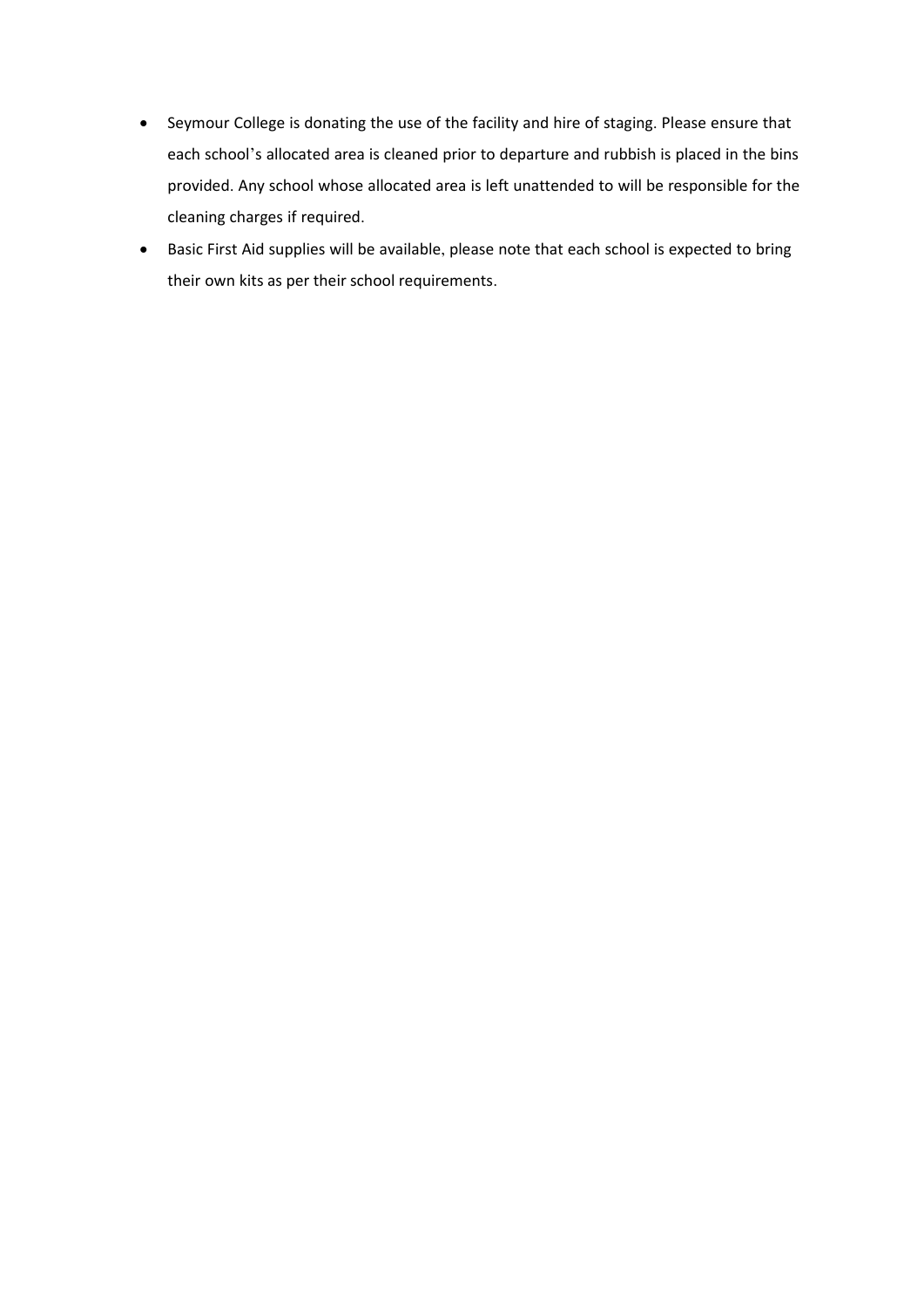- Seymour College is donating the use of the facility and hire of staging. Please ensure that each school's allocated area is cleaned prior to departure and rubbish is placed in the bins provided. Any school whose allocated area is left unattended to will be responsible for the cleaning charges if required.
- Basic First Aid supplies will be available, please note that each school is expected to bring their own kits as per their school requirements.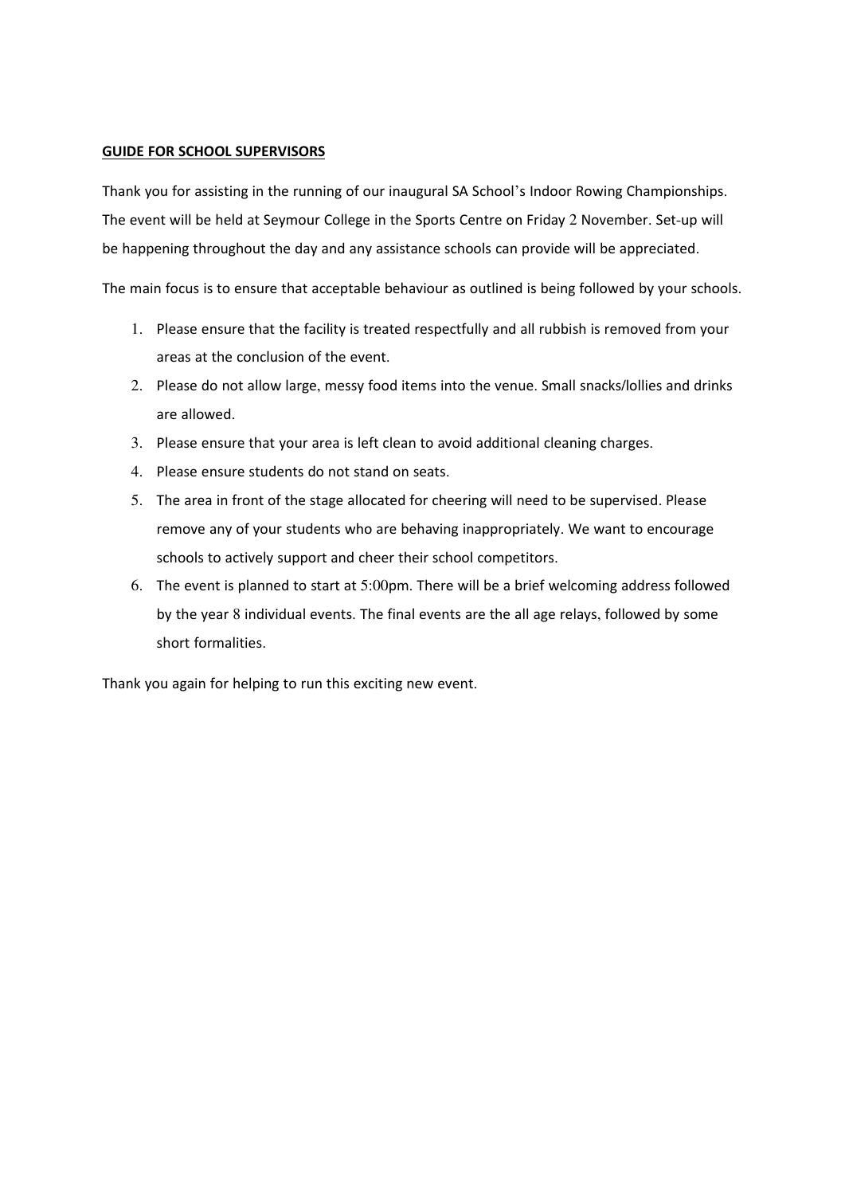**GUIDE FOR SCHOOL SUPERVISORS**

Thank you for assisting in the running of our inaugural SA School's Indoor Rowing Championships. The event will be held at Seymour College in the Sports Centre on Friday 2 November. Set-up will be happening throughout the day and any assistance schools can provide will be appreciated.

The main focus is to ensure that acceptable behaviour as outlined is being followed by your schools.

1. Please ensure that the facility is treated respectfully and all rubbish is removed from your areas at the conclusion of the event.
2. Please do not allow large, messy food items into the venue. Small snacks/lollies and drinks are allowed.
3. Please ensure that your area is left clean to avoid additional cleaning charges.
4. Please ensure students do not stand on seats.
5. The area in front of the stage allocated for cheering will need to be supervised. Please remove any of your students who are behaving inappropriately. We want to encourage schools to actively support and cheer their school competitors.
6. The event is planned to start at 5:00pm. There will be a brief welcoming address followed by the year 8 individual events. The final events are the all age relays, followed by some short formalities.

Thank you again for helping to run this exciting new event.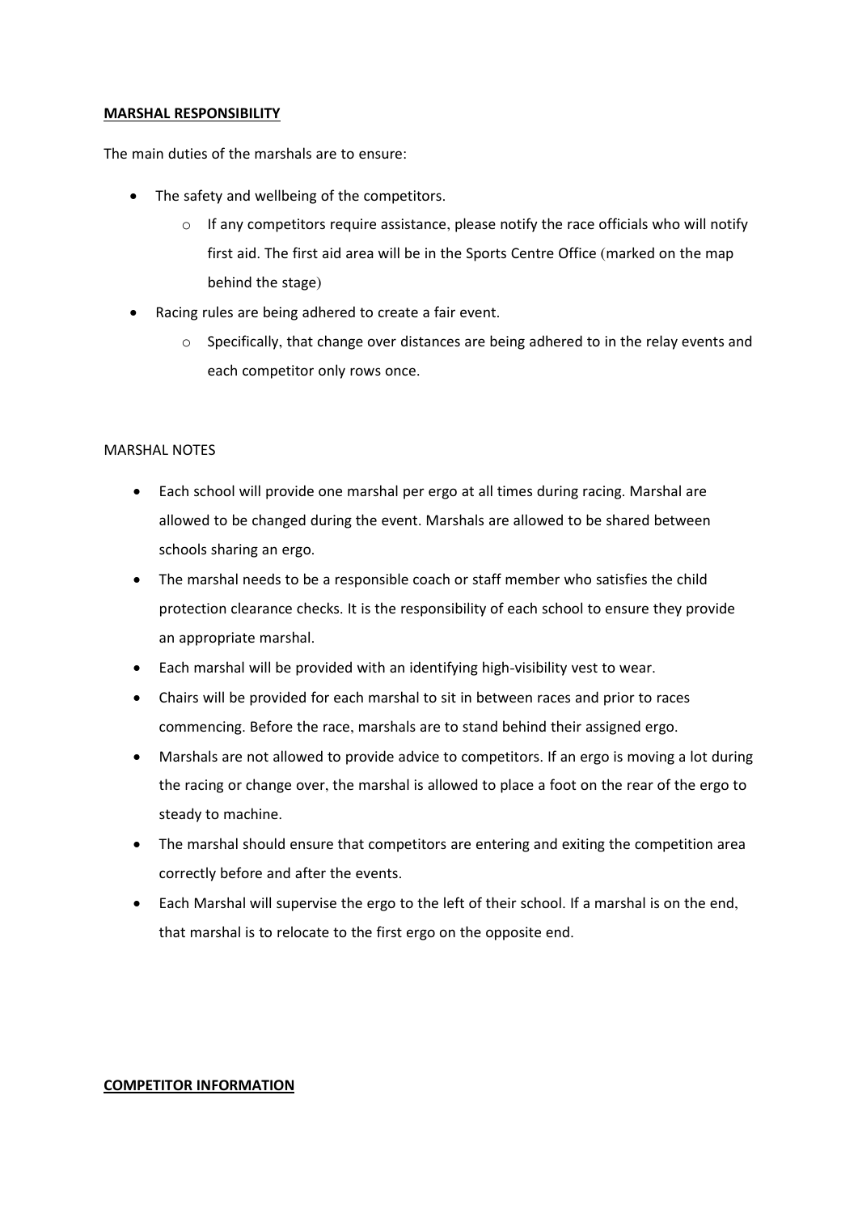**MARSHAL RESPONSIBILITY**

The main duties of the marshals are to ensure:

- The safety and wellbeing of the competitors.
    - If any competitors require assistance, please notify the race officials who will notify first aid. The first aid area will be in the Sports Centre Office (marked on the map behind the stage)
- Racing rules are being adhered to create a fair event.
    - Specifically, that change over distances are being adhered to in the relay events and each competitor only rows once.

MARSHAL NOTES

- Each school will provide one marshal per ergo at all times during racing. Marshal are allowed to be changed during the event. Marshals are allowed to be shared between schools sharing an ergo.
- The marshal needs to be a responsible coach or staff member who satisfies the child protection clearance checks. It is the responsibility of each school to ensure they provide an appropriate marshal.
- Each marshal will be provided with an identifying high-visibility vest to wear.
- Chairs will be provided for each marshal to sit in between races and prior to races commencing. Before the race, marshals are to stand behind their assigned ergo.
- Marshals are not allowed to provide advice to competitors. If an ergo is moving a lot during the racing or change over, the marshal is allowed to place a foot on the rear of the ergo to steady to machine.
- The marshal should ensure that competitors are entering and exiting the competition area correctly before and after the events.
- Each Marshal will supervise the ergo to the left of their school. If a marshal is on the end, that marshal is to relocate to the first ergo on the opposite end.

**COMPETITOR INFORMATION**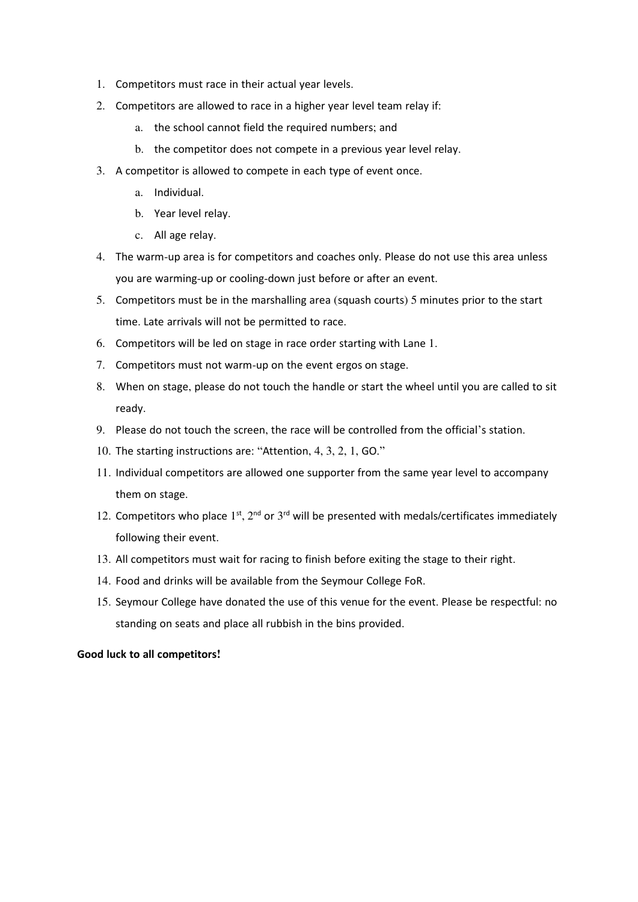1. Competitors must race in their actual year levels.
2. Competitors are allowed to race in a higher year level team relay if:
    a. the school cannot field the required numbers; and
    b. the competitor does not compete in a previous year level relay.
3. A competitor is allowed to compete in each type of event once.
    a. Individual.
    b. Year level relay.
    c. All age relay.
4. The warm-up area is for competitors and coaches only. Please do not use this area unless you are warming-up or cooling-down just before or after an event.
5. Competitors must be in the marshalling area (squash courts) 5 minutes prior to the start time. Late arrivals will not be permitted to race.
6. Competitors will be led on stage in race order starting with Lane 1.
7. Competitors must not warm-up on the event ergos on stage.
8. When on stage, please do not touch the handle or start the wheel until you are called to sit ready.
9. Please do not touch the screen, the race will be controlled from the official's station.
10. The starting instructions are: "Attention, 4, 3, 2, 1, GO."
11. Individual competitors are allowed one supporter from the same year level to accompany them on stage.
12. Competitors who place 1st, 2nd or 3rd will be presented with medals/certificates immediately following their event.
13. All competitors must wait for racing to finish before exiting the stage to their right.
14. Food and drinks will be available from the Seymour College FoR.
15. Seymour College have donated the use of this venue for the event. Please be respectful: no standing on seats and place all rubbish in the bins provided.

**Good luck to all competitors!**